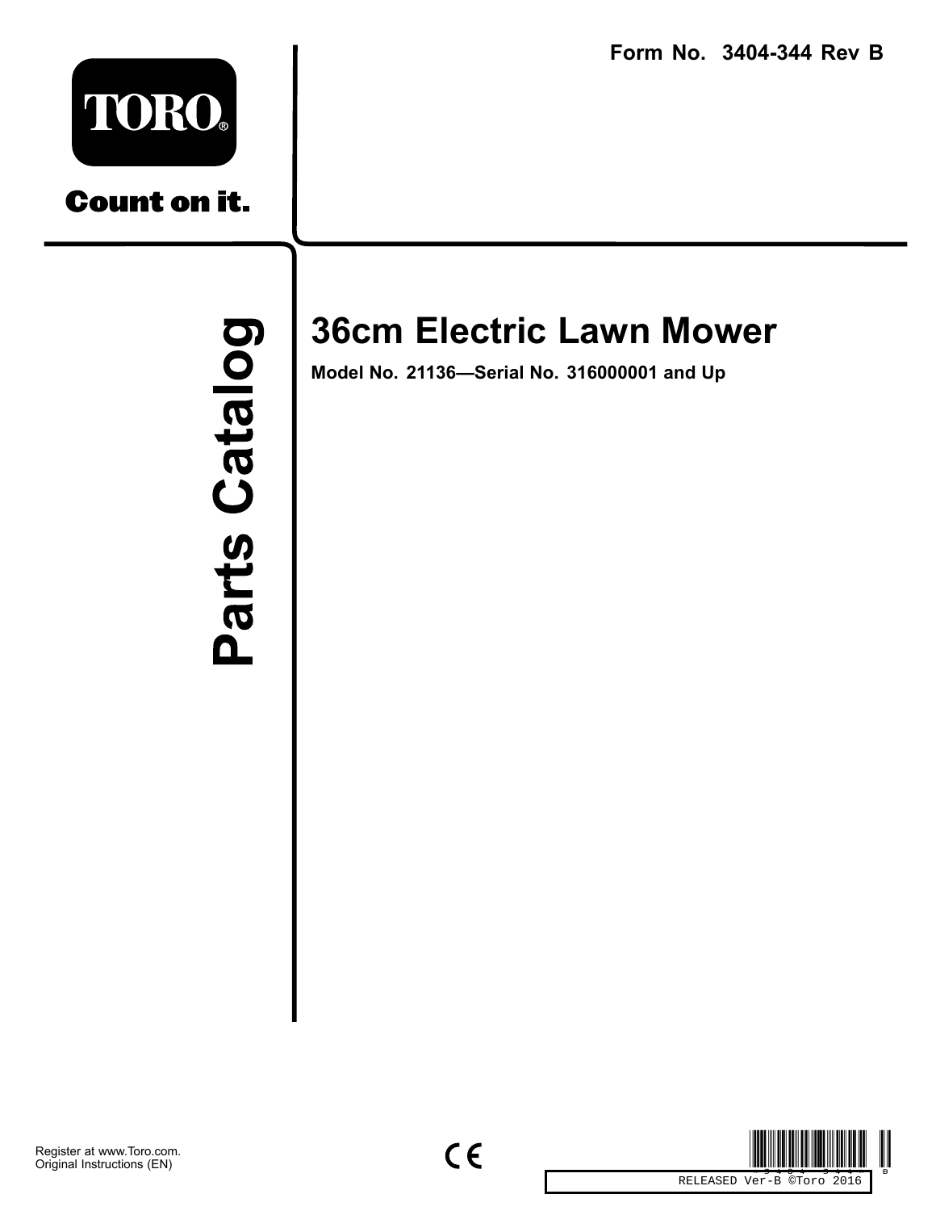Form No. 3404-344 Rev B

TORO®

Count on it.

# Parts Catalog

## 36cm Electric Lawn Mower

**Model No. 21136—Serial No. 316000001 and Up**

Register at www.Toro.com.
Original Instructions (EN)

CE

RELEASED Ver-B ©Toro 2016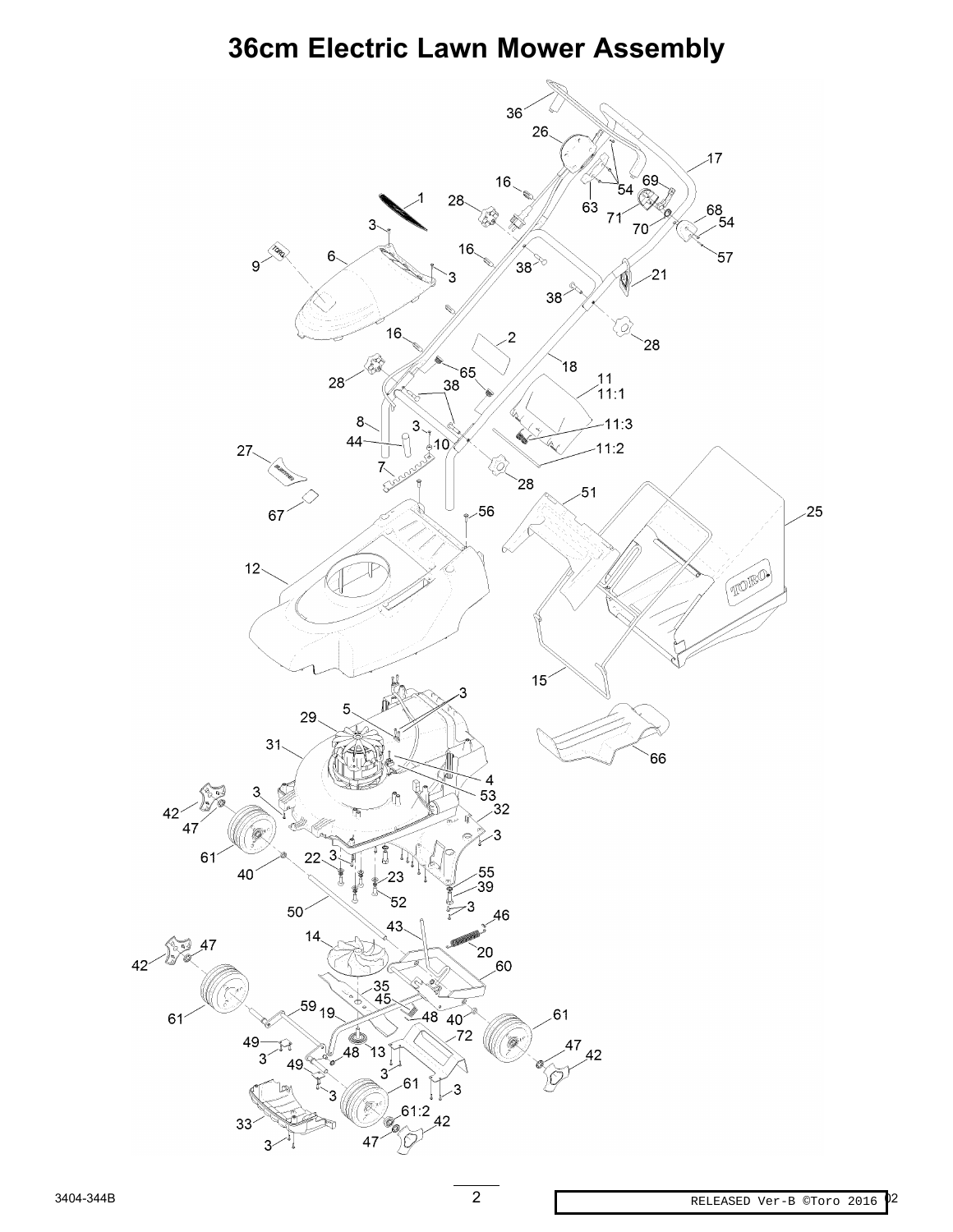# 36cm Electric Lawn Mower Assembly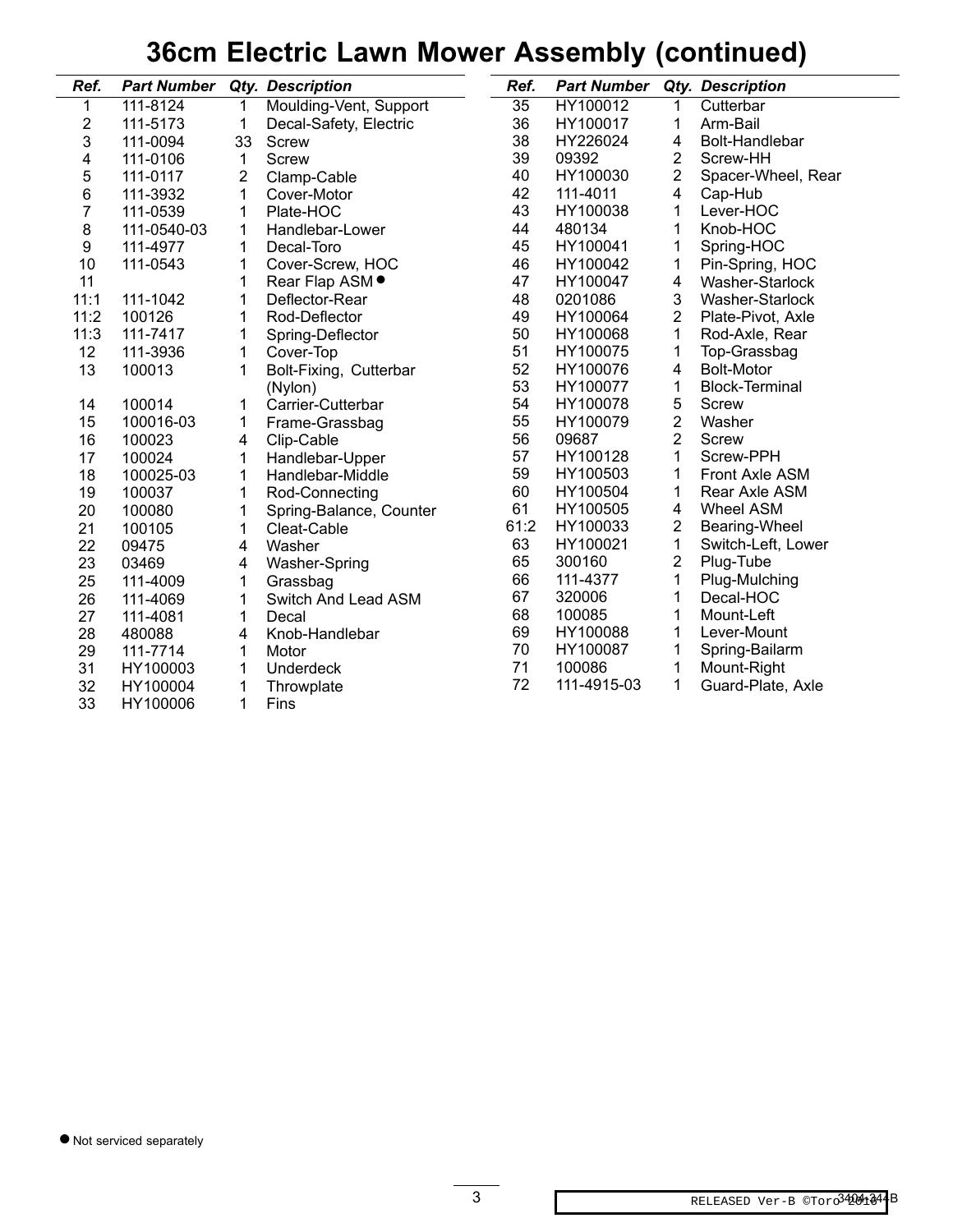# 36cm Electric Lawn Mower Assembly (continued)

| Ref. | Part Number | Qty. | Description |
|---|---|---|---|
| 1 | 111-8124 | 1 | Moulding-Vent, Support |
| 2 | 111-5173 | 1 | Decal-Safety, Electric |
| 3 | 111-0094 | 33 | Screw |
| 4 | 111-0106 | 1 | Screw |
| 5 | 111-0117 | 2 | Clamp-Cable |
| 6 | 111-3932 | 1 | Cover-Motor |
| 7 | 111-0539 | 1 | Plate-HOC |
| 8 | 111-0540-03 | 1 | Handlebar-Lower |
| 9 | 111-4977 | 1 | Decal-Toro |
| 10 | 111-0543 | 1 | Cover-Screw, HOC |
| 11 | | 1 | Rear Flap ASM ● |
| 11:1 | 111-1042 | 1 | Deflector-Rear |
| 11:2 | 100126 | 1 | Rod-Deflector |
| 11:3 | 111-7417 | 1 | Spring-Deflector |
| 12 | 111-3936 | 1 | Cover-Top |
| 13 | 100013 | 1 | Bolt-Fixing, Cutterbar (Nylon) |
| 14 | 100014 | 1 | Carrier-Cutterbar |
| 15 | 100016-03 | 1 | Frame-Grassbag |
| 16 | 100023 | 4 | Clip-Cable |
| 17 | 100024 | 1 | Handlebar-Upper |
| 18 | 100025-03 | 1 | Handlebar-Middle |
| 19 | 100037 | 1 | Rod-Connecting |
| 20 | 100080 | 1 | Spring-Balance, Counter |
| 21 | 100105 | 1 | Cleat-Cable |
| 22 | 09475 | 4 | Washer |
| 23 | 03469 | 4 | Washer-Spring |
| 25 | 111-4009 | 1 | Grassbag |
| 26 | 111-4069 | 1 | Switch And Lead ASM |
| 27 | 111-4081 | 1 | Decal |
| 28 | 480088 | 4 | Knob-Handlebar |
| 29 | 111-7714 | 1 | Motor |
| 31 | HY100003 | 1 | Underdeck |
| 32 | HY100004 | 1 | Throwplate |
| 33 | HY100006 | 1 | Fins |
| 35 | HY100012 | 1 | Cutterbar |
| 36 | HY100017 | 1 | Arm-Bail |
| 38 | HY226024 | 4 | Bolt-Handlebar |
| 39 | 09392 | 2 | Screw-HH |
| 40 | HY100030 | 2 | Spacer-Wheel, Rear |
| 42 | 111-4011 | 4 | Cap-Hub |
| 43 | HY100038 | 1 | Lever-HOC |
| 44 | 480134 | 1 | Knob-HOC |
| 45 | HY100041 | 1 | Spring-HOC |
| 46 | HY100042 | 1 | Pin-Spring, HOC |
| 47 | HY100047 | 4 | Washer-Starlock |
| 48 | 0201086 | 3 | Washer-Starlock |
| 49 | HY100064 | 2 | Plate-Pivot, Axle |
| 50 | HY100068 | 1 | Rod-Axle, Rear |
| 51 | HY100075 | 1 | Top-Grassbag |
| 52 | HY100076 | 4 | Bolt-Motor |
| 53 | HY100077 | 1 | Block-Terminal |
| 54 | HY100078 | 5 | Screw |
| 55 | HY100079 | 2 | Washer |
| 56 | 09687 | 2 | Screw |
| 57 | HY100128 | 1 | Screw-PPH |
| 59 | HY100503 | 1 | Front Axle ASM |
| 60 | HY100504 | 1 | Rear Axle ASM |
| 61 | HY100505 | 4 | Wheel ASM |
| 61:2 | HY100033 | 2 | Bearing-Wheel |
| 63 | HY100021 | 1 | Switch-Left, Lower |
| 65 | 300160 | 2 | Plug-Tube |
| 66 | 111-4377 | 1 | Plug-Mulching |
| 67 | 320006 | 1 | Decal-HOC |
| 68 | 100085 | 1 | Mount-Left |
| 69 | HY100088 | 1 | Lever-Mount |
| 70 | HY100087 | 1 | Spring-Bailarm |
| 71 | 100086 | 1 | Mount-Right |
| 72 | 111-4915-03 | 1 | Guard-Plate, Axle |

● Not serviced separately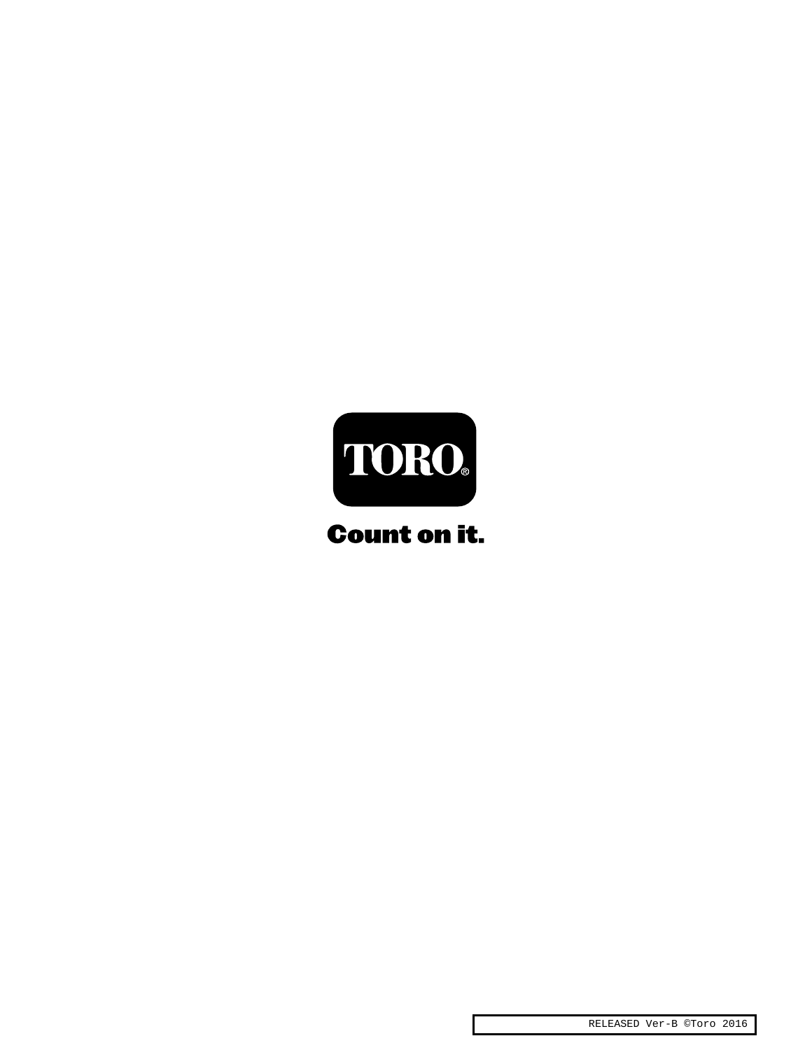TORO®

Count on it.

RELEASED Ver-B ©Toro 2016